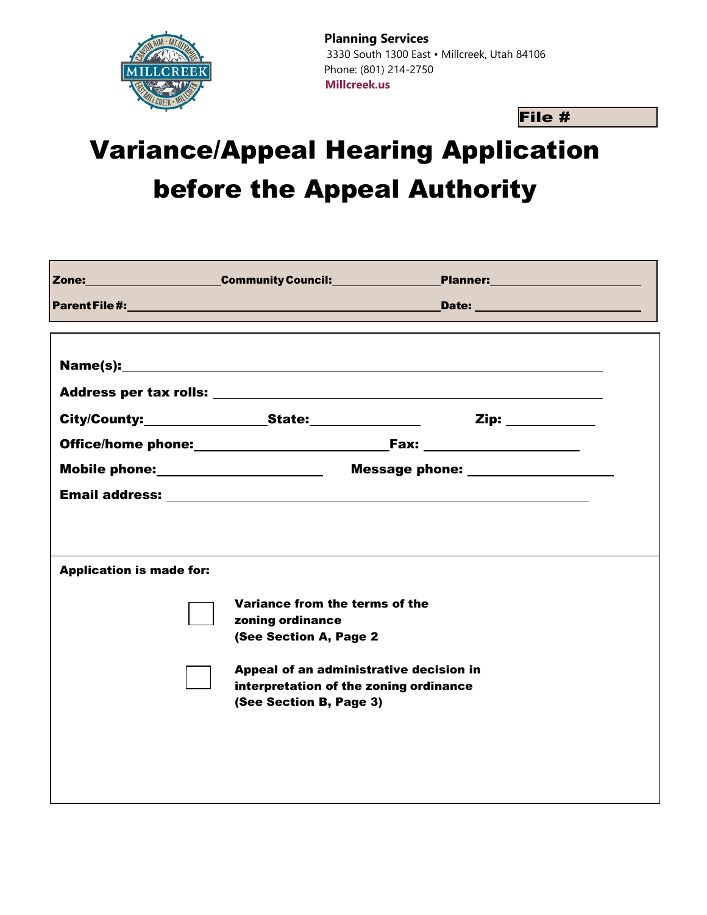**Planning Services**
3330 South 1300 East • Millcreek, Utah 84106
Phone: (801) 214-2750
**Millcreek.us**

**File #**

# Variance/Appeal Hearing Application before the Appeal Authority

**Zone:**\_\_\_\_\_\_\_\_\_\_ **Community Council:**\_\_\_\_\_\_\_\_\_\_ **Planner:**\_\_\_\_\_\_\_\_\_\_

**Parent File #:**\_\_\_\_\_\_\_\_\_\_ **Date:** \_\_\_\_\_\_\_\_\_\_

**Name(s):**\_\_\_\_\_\_\_\_\_\_

**Address per tax rolls:** \_\_\_\_\_\_\_\_\_\_

**City/County:**\_\_\_\_\_\_\_\_\_\_ **State:**\_\_\_\_\_\_\_\_\_\_ **Zip:** \_\_\_\_\_\_\_\_\_\_

**Office/home phone:**\_\_\_\_\_\_\_\_\_\_ **Fax:** \_\_\_\_\_\_\_\_\_\_

**Mobile phone:**\_\_\_\_\_\_\_\_\_\_ **Message phone:** \_\_\_\_\_\_\_\_\_\_

**Email address:** \_\_\_\_\_\_\_\_\_\_

**Application is made for:**

☐ **Variance from the terms of the zoning ordinance (See Section A, Page 2**

☐ **Appeal of an administrative decision in interpretation of the zoning ordinance (See Section B, Page 3)**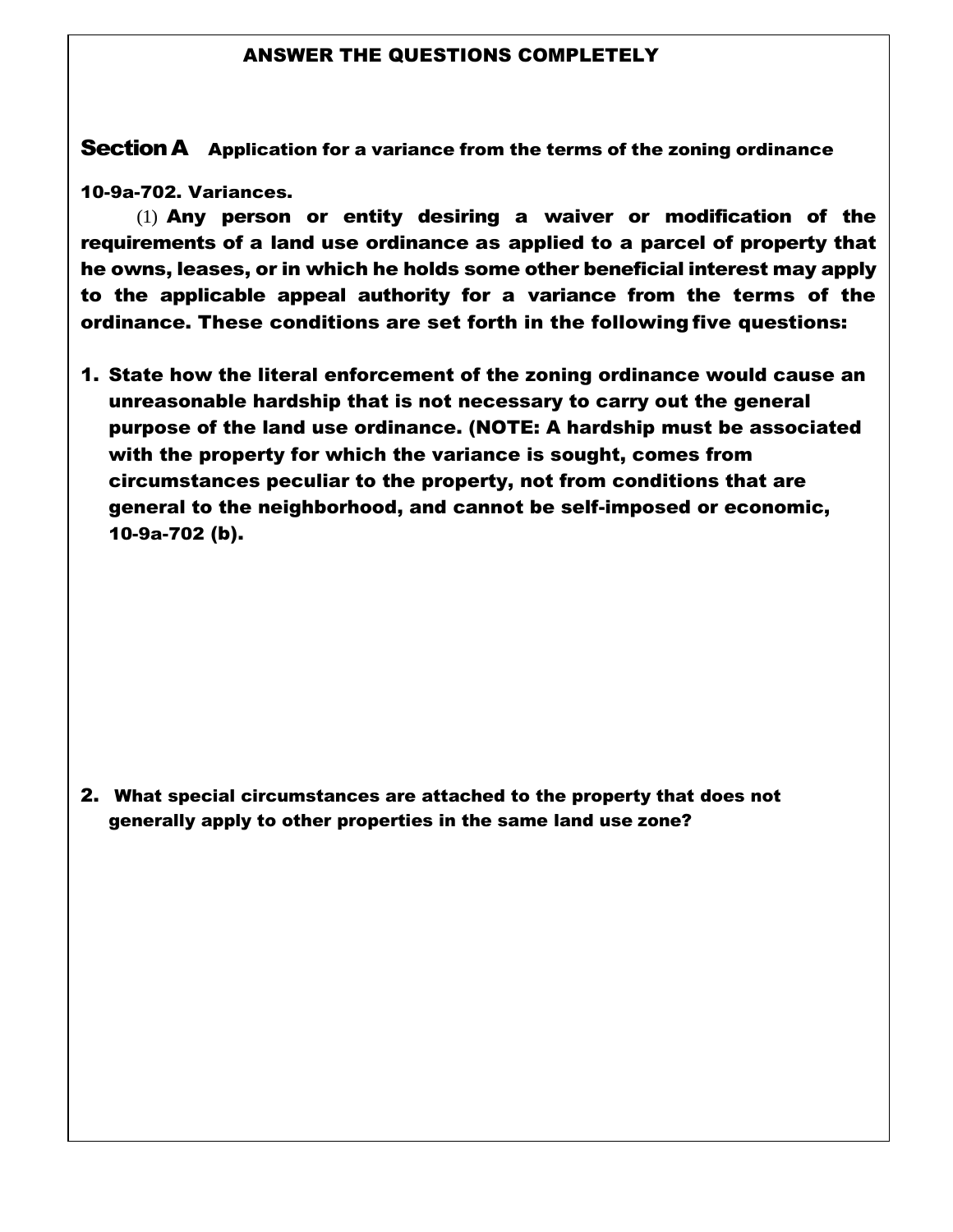## ANSWER THE QUESTIONS COMPLETELY

**Section A** **Application for a variance from the terms of the zoning ordinance**

**10-9a-702. Variances.**

(1) **Any person or entity desiring a waiver or modification of the requirements of a land use ordinance as applied to a parcel of property that he owns, leases, or in which he holds some other beneficial interest may apply to the applicable appeal authority for a variance from the terms of the ordinance. These conditions are set forth in the following five questions:**

1. **State how the literal enforcement of the zoning ordinance would cause an unreasonable hardship that is not necessary to carry out the general purpose of the land use ordinance. (NOTE: A hardship must be associated with the property for which the variance is sought, comes from circumstances peculiar to the property, not from conditions that are general to the neighborhood, and cannot be self-imposed or economic, 10-9a-702 (b).**

2. **What special circumstances are attached to the property that does not generally apply to other properties in the same land use zone?**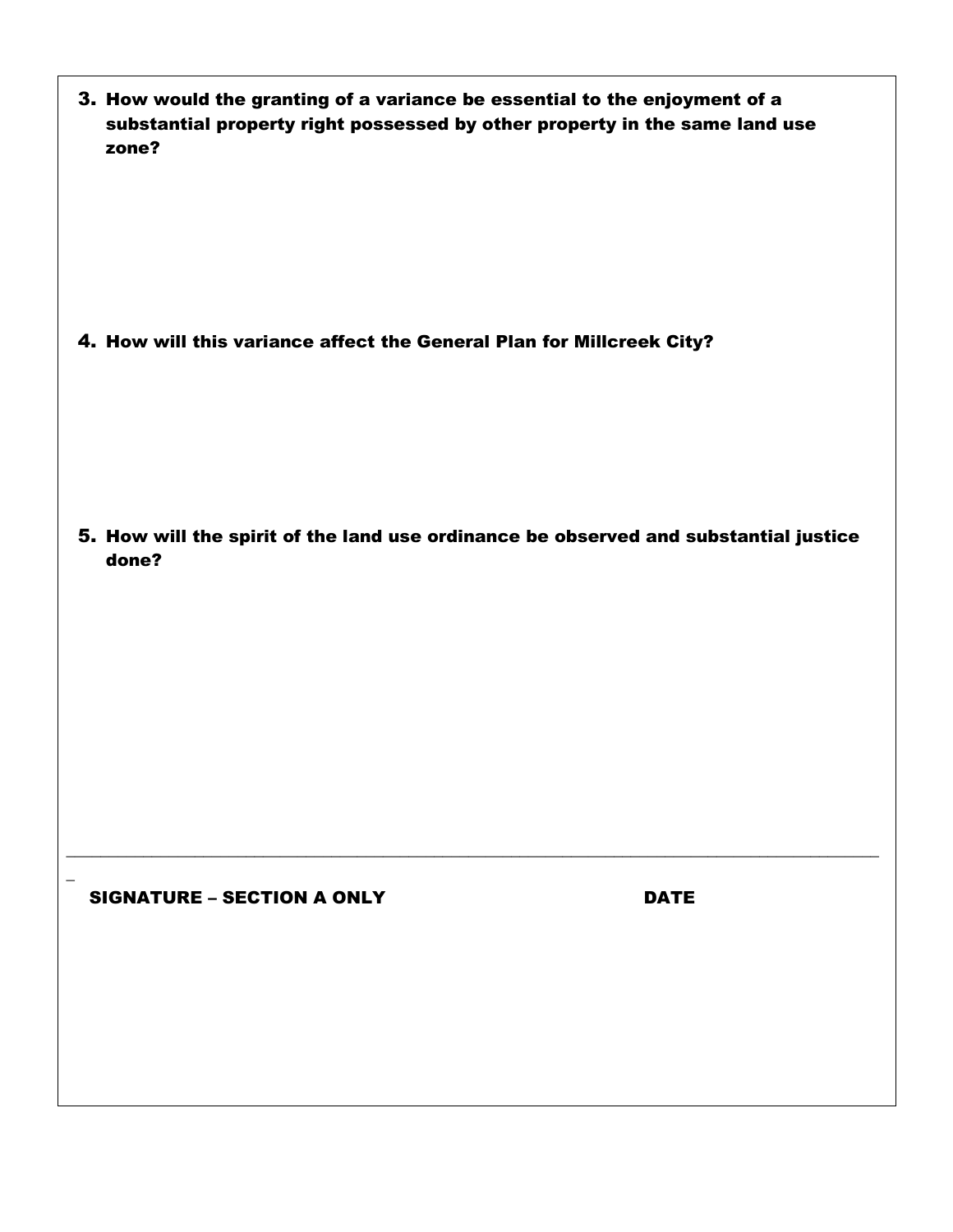3. **How would the granting of a variance be essential to the enjoyment of a substantial property right possessed by other property in the same land use zone?**

4. **How will this variance affect the General Plan for Millcreek City?**

5. **How will the spirit of the land use ordinance be observed and substantial justice done?**

_______________________________________________________________________________________________

**SIGNATURE – SECTION A ONLY** **DATE**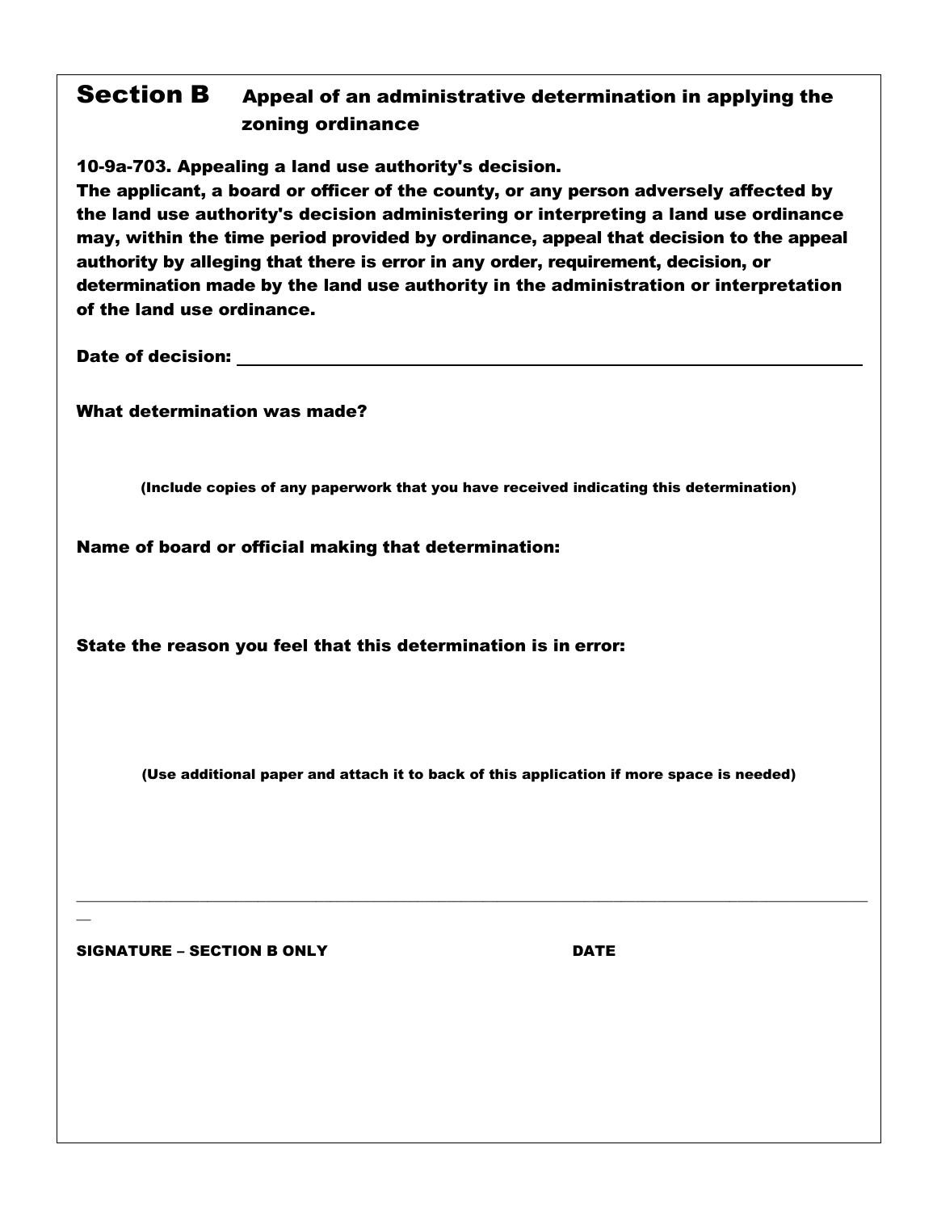## Section B Appeal of an administrative determination in applying the zoning ordinance

**10-9a-703. Appealing a land use authority's decision.**
**The applicant, a board or officer of the county, or any person adversely affected by the land use authority's decision administering or interpreting a land use ordinance may, within the time period provided by ordinance, appeal that decision to the appeal authority by alleging that there is error in any order, requirement, decision, or determination made by the land use authority in the administration or interpretation of the land use ordinance.**

**Date of decision:** ______________________________________________

**What determination was made?**

**(Include copies of any paperwork that you have received indicating this determination)**

**Name of board or official making that determination:**

**State the reason you feel that this determination is in error:**

**(Use additional paper and attach it to back of this application if more space is needed)**

______________________________________________________________________________

**SIGNATURE – SECTION B ONLY** **DATE**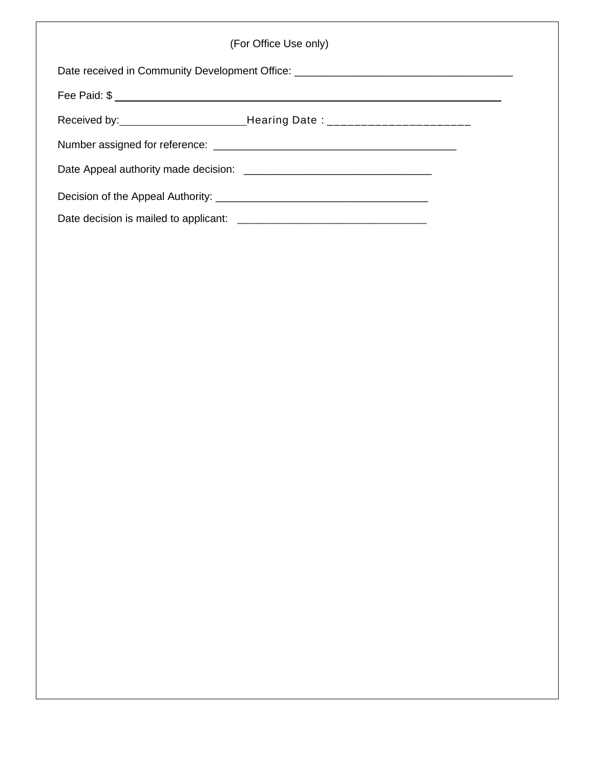(For Office Use only)

Date received in Community Development Office: ____________________________________

Fee Paid: $ ____________________________________________________________

Received by:_____________________Hearing Date : _____________________

Number assigned for reference: ________________________________________

Date Appeal authority made decision: _______________________________

Decision of the Appeal Authority: ___________________________________

Date decision is mailed to applicant: _______________________________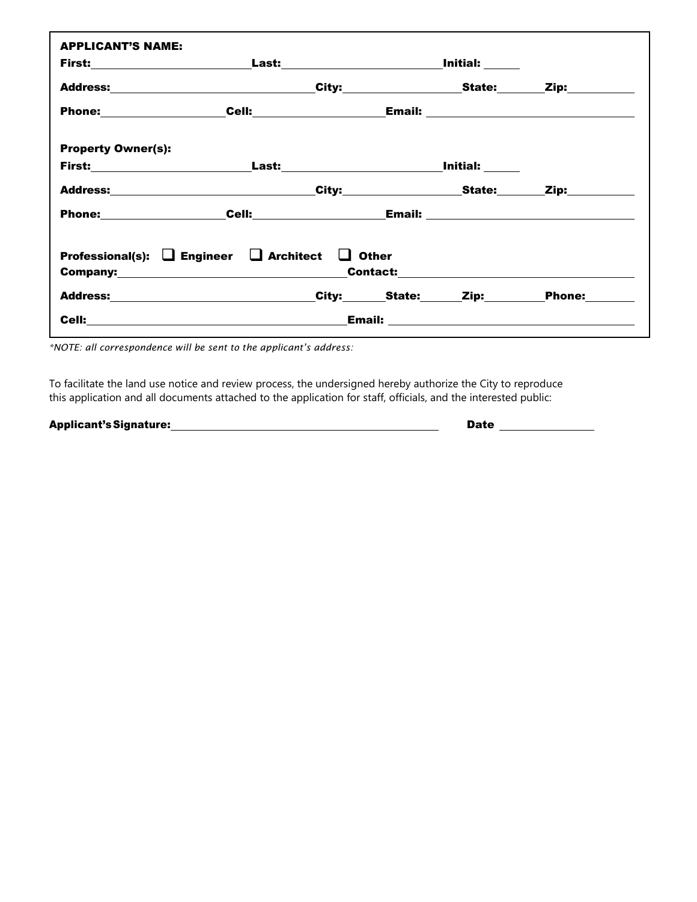**APPLICANT'S NAME:**

**First:** \_\_\_\_\_\_\_\_\_\_\_\_\_\_\_\_\_\_\_\_ **Last:** \_\_\_\_\_\_\_\_\_\_\_\_\_\_\_\_\_\_\_\_ **Initial:** \_\_\_\_\_\_

**Address:** \_\_\_\_\_\_\_\_\_\_\_\_\_\_\_\_\_\_\_\_ **City:** \_\_\_\_\_\_\_\_\_\_\_\_\_\_\_\_ **State:** \_\_\_\_\_\_ **Zip:** \_\_\_\_\_\_\_\_

**Phone:** \_\_\_\_\_\_\_\_\_\_\_\_\_\_\_\_ **Cell:** \_\_\_\_\_\_\_\_\_\_\_\_\_\_\_\_ **Email:** \_\_\_\_\_\_\_\_\_\_\_\_\_\_\_\_\_\_\_\_

**Property Owner(s):**

**First:** \_\_\_\_\_\_\_\_\_\_\_\_\_\_\_\_\_\_\_\_ **Last:** \_\_\_\_\_\_\_\_\_\_\_\_\_\_\_\_\_\_\_\_ **Initial:** \_\_\_\_\_\_

**Address:** \_\_\_\_\_\_\_\_\_\_\_\_\_\_\_\_\_\_\_\_ **City:** \_\_\_\_\_\_\_\_\_\_\_\_\_\_\_\_ **State:** \_\_\_\_\_\_ **Zip:** \_\_\_\_\_\_\_\_

**Phone:** \_\_\_\_\_\_\_\_\_\_\_\_\_\_\_\_ **Cell:** \_\_\_\_\_\_\_\_\_\_\_\_\_\_\_\_ **Email:** \_\_\_\_\_\_\_\_\_\_\_\_\_\_\_\_\_\_\_\_

**Professional(s):** ☐ **Engineer** ☐ **Architect** ☐ **Other**

**Company:** \_\_\_\_\_\_\_\_\_\_\_\_\_\_\_\_\_\_\_\_ **Contact:** \_\_\_\_\_\_\_\_\_\_\_\_\_\_\_\_\_\_\_\_

**Address:** \_\_\_\_\_\_\_\_\_\_\_\_\_\_\_\_\_\_\_\_ **City:** \_\_\_\_\_\_ **State:** \_\_\_\_\_\_ **Zip:** \_\_\_\_\_\_ **Phone:** \_\_\_\_\_\_

**Cell:** \_\_\_\_\_\_\_\_\_\_\_\_\_\_\_\_\_\_\_\_ **Email:** \_\_\_\_\_\_\_\_\_\_\_\_\_\_\_\_\_\_\_\_

*\*NOTE: all correspondence will be sent to the applicant's address:*

To facilitate the land use notice and review process, the undersigned hereby authorize the City to reproduce this application and all documents attached to the application for staff, officials, and the interested public:

**Applicant's Signature:** \_\_\_\_\_\_\_\_\_\_\_\_\_\_\_\_\_\_\_\_\_\_\_\_\_\_\_\_\_\_ **Date** \_\_\_\_\_\_\_\_\_\_\_\_